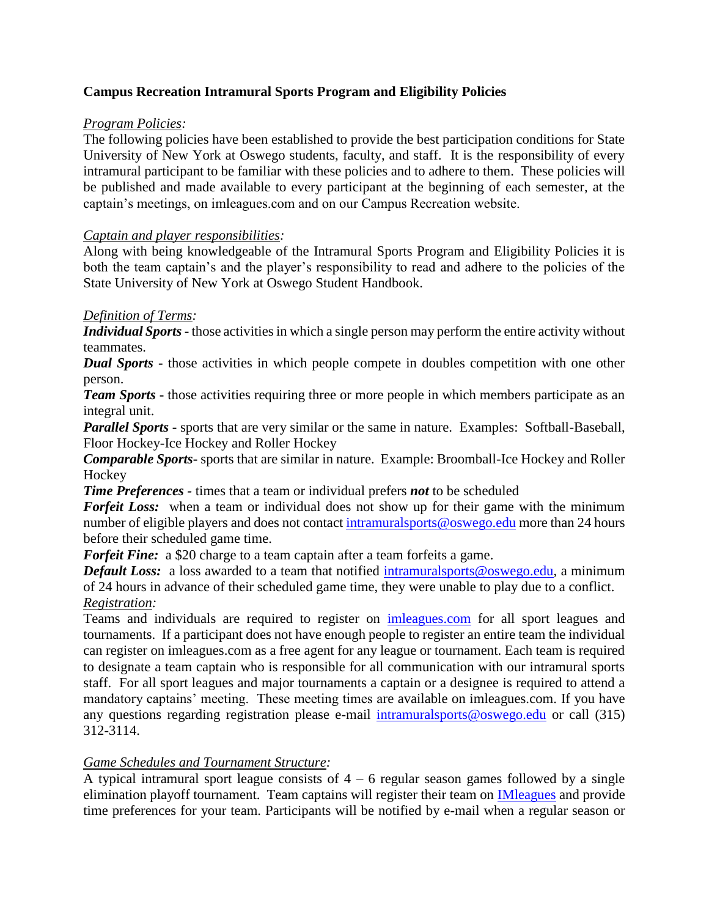**Campus Recreation Intramural Sports Program and Eligibility Policies**

*Program Policies:*

The following policies have been established to provide the best participation conditions for State University of New York at Oswego students, faculty, and staff. It is the responsibility of every intramural participant to be familiar with these policies and to adhere to them. These policies will be published and made available to every participant at the beginning of each semester, at the captain's meetings, on imleagues.com and on our Campus Recreation website.

*Captain and player responsibilities:*

Along with being knowledgeable of the Intramural Sports Program and Eligibility Policies it is both the team captain's and the player's responsibility to read and adhere to the policies of the State University of New York at Oswego Student Handbook.

*Definition of Terms:*

***Individual Sports*** - those activities in which a single person may perform the entire activity without teammates.

***Dual Sports*** - those activities in which people compete in doubles competition with one other person.

***Team Sports*** - those activities requiring three or more people in which members participate as an integral unit.

***Parallel Sports*** - sports that are very similar or the same in nature. Examples: Softball-Baseball, Floor Hockey-Ice Hockey and Roller Hockey

***Comparable Sports***- sports that are similar in nature. Example: Broomball-Ice Hockey and Roller Hockey

***Time Preferences*** - times that a team or individual prefers ***not*** to be scheduled

***Forfeit Loss:*** when a team or individual does not show up for their game with the minimum number of eligible players and does not contact intramuralsports@oswego.edu more than 24 hours before their scheduled game time.

***Forfeit Fine:*** a $20 charge to a team captain after a team forfeits a game.

***Default Loss:*** a loss awarded to a team that notified intramuralsports@oswego.edu, a minimum of 24 hours in advance of their scheduled game time, they were unable to play due to a conflict.

*Registration:*

Teams and individuals are required to register on imleagues.com for all sport leagues and tournaments. If a participant does not have enough people to register an entire team the individual can register on imleagues.com as a free agent for any league or tournament. Each team is required to designate a team captain who is responsible for all communication with our intramural sports staff. For all sport leagues and major tournaments a captain or a designee is required to attend a mandatory captains' meeting. These meeting times are available on imleagues.com. If you have any questions regarding registration please e-mail intramuralsports@oswego.edu or call (315) 312-3114.

*Game Schedules and Tournament Structure:*

A typical intramural sport league consists of 4 – 6 regular season games followed by a single elimination playoff tournament. Team captains will register their team on IMleagues and provide time preferences for your team. Participants will be notified by e-mail when a regular season or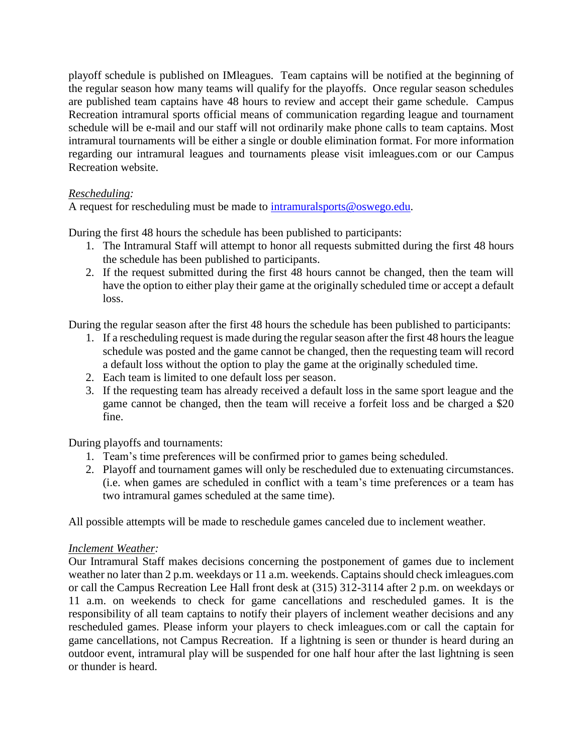playoff schedule is published on IMleagues. Team captains will be notified at the beginning of the regular season how many teams will qualify for the playoffs. Once regular season schedules are published team captains have 48 hours to review and accept their game schedule. Campus Recreation intramural sports official means of communication regarding league and tournament schedule will be e-mail and our staff will not ordinarily make phone calls to team captains. Most intramural tournaments will be either a single or double elimination format. For more information regarding our intramural leagues and tournaments please visit imleagues.com or our Campus Recreation website.

*Rescheduling:*

A request for rescheduling must be made to [intramuralsports@oswego.edu](mailto:intramuralsports@oswego.edu).

During the first 48 hours the schedule has been published to participants:

1. The Intramural Staff will attempt to honor all requests submitted during the first 48 hours the schedule has been published to participants.
2. If the request submitted during the first 48 hours cannot be changed, then the team will have the option to either play their game at the originally scheduled time or accept a default loss.

During the regular season after the first 48 hours the schedule has been published to participants:

1. If a rescheduling request is made during the regular season after the first 48 hours the league schedule was posted and the game cannot be changed, then the requesting team will record a default loss without the option to play the game at the originally scheduled time.
2. Each team is limited to one default loss per season.
3. If the requesting team has already received a default loss in the same sport league and the game cannot be changed, then the team will receive a forfeit loss and be charged a $20 fine.

During playoffs and tournaments:

1. Team's time preferences will be confirmed prior to games being scheduled.
2. Playoff and tournament games will only be rescheduled due to extenuating circumstances. (i.e. when games are scheduled in conflict with a team's time preferences or a team has two intramural games scheduled at the same time).

All possible attempts will be made to reschedule games canceled due to inclement weather.

*Inclement Weather:*

Our Intramural Staff makes decisions concerning the postponement of games due to inclement weather no later than 2 p.m. weekdays or 11 a.m. weekends. Captains should check imleagues.com or call the Campus Recreation Lee Hall front desk at (315) 312-3114 after 2 p.m. on weekdays or 11 a.m. on weekends to check for game cancellations and rescheduled games. It is the responsibility of all team captains to notify their players of inclement weather decisions and any rescheduled games. Please inform your players to check imleagues.com or call the captain for game cancellations, not Campus Recreation. If a lightning is seen or thunder is heard during an outdoor event, intramural play will be suspended for one half hour after the last lightning is seen or thunder is heard.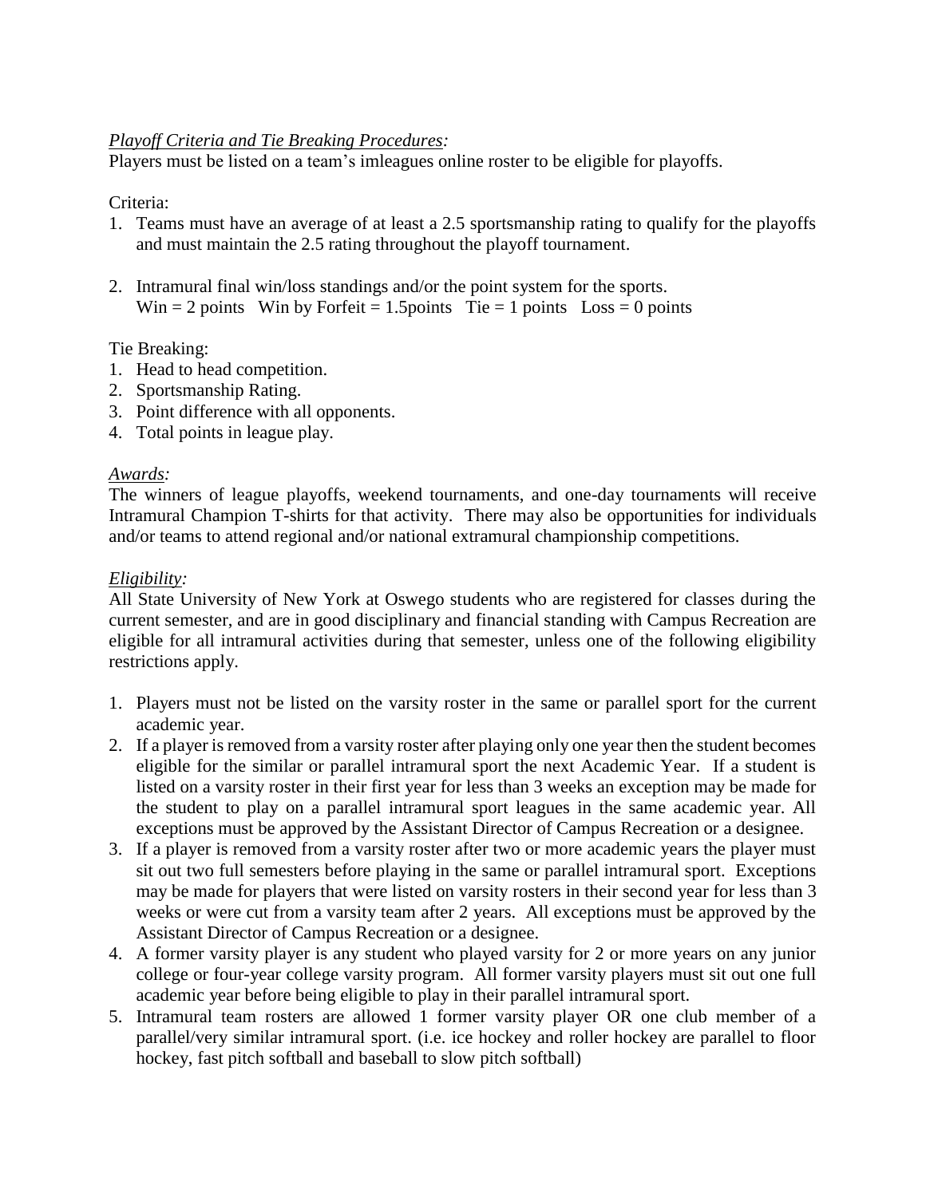*Playoff Criteria and Tie Breaking Procedures:*

Players must be listed on a team's imleagues online roster to be eligible for playoffs.

Criteria:

1. Teams must have an average of at least a 2.5 sportsmanship rating to qualify for the playoffs and must maintain the 2.5 rating throughout the playoff tournament.
2. Intramural final win/loss standings and/or the point system for the sports.
   Win = 2 points   Win by Forfeit = 1.5points   Tie = 1 points   Loss = 0 points

Tie Breaking:

1. Head to head competition.
2. Sportsmanship Rating.
3. Point difference with all opponents.
4. Total points in league play.

*Awards:*

The winners of league playoffs, weekend tournaments, and one-day tournaments will receive Intramural Champion T-shirts for that activity. There may also be opportunities for individuals and/or teams to attend regional and/or national extramural championship competitions.

*Eligibility:*

All State University of New York at Oswego students who are registered for classes during the current semester, and are in good disciplinary and financial standing with Campus Recreation are eligible for all intramural activities during that semester, unless one of the following eligibility restrictions apply.

1. Players must not be listed on the varsity roster in the same or parallel sport for the current academic year.
2. If a player is removed from a varsity roster after playing only one year then the student becomes eligible for the similar or parallel intramural sport the next Academic Year. If a student is listed on a varsity roster in their first year for less than 3 weeks an exception may be made for the student to play on a parallel intramural sport leagues in the same academic year. All exceptions must be approved by the Assistant Director of Campus Recreation or a designee.
3. If a player is removed from a varsity roster after two or more academic years the player must sit out two full semesters before playing in the same or parallel intramural sport. Exceptions may be made for players that were listed on varsity rosters in their second year for less than 3 weeks or were cut from a varsity team after 2 years. All exceptions must be approved by the Assistant Director of Campus Recreation or a designee.
4. A former varsity player is any student who played varsity for 2 or more years on any junior college or four-year college varsity program. All former varsity players must sit out one full academic year before being eligible to play in their parallel intramural sport.
5. Intramural team rosters are allowed 1 former varsity player OR one club member of a parallel/very similar intramural sport. (i.e. ice hockey and roller hockey are parallel to floor hockey, fast pitch softball and baseball to slow pitch softball)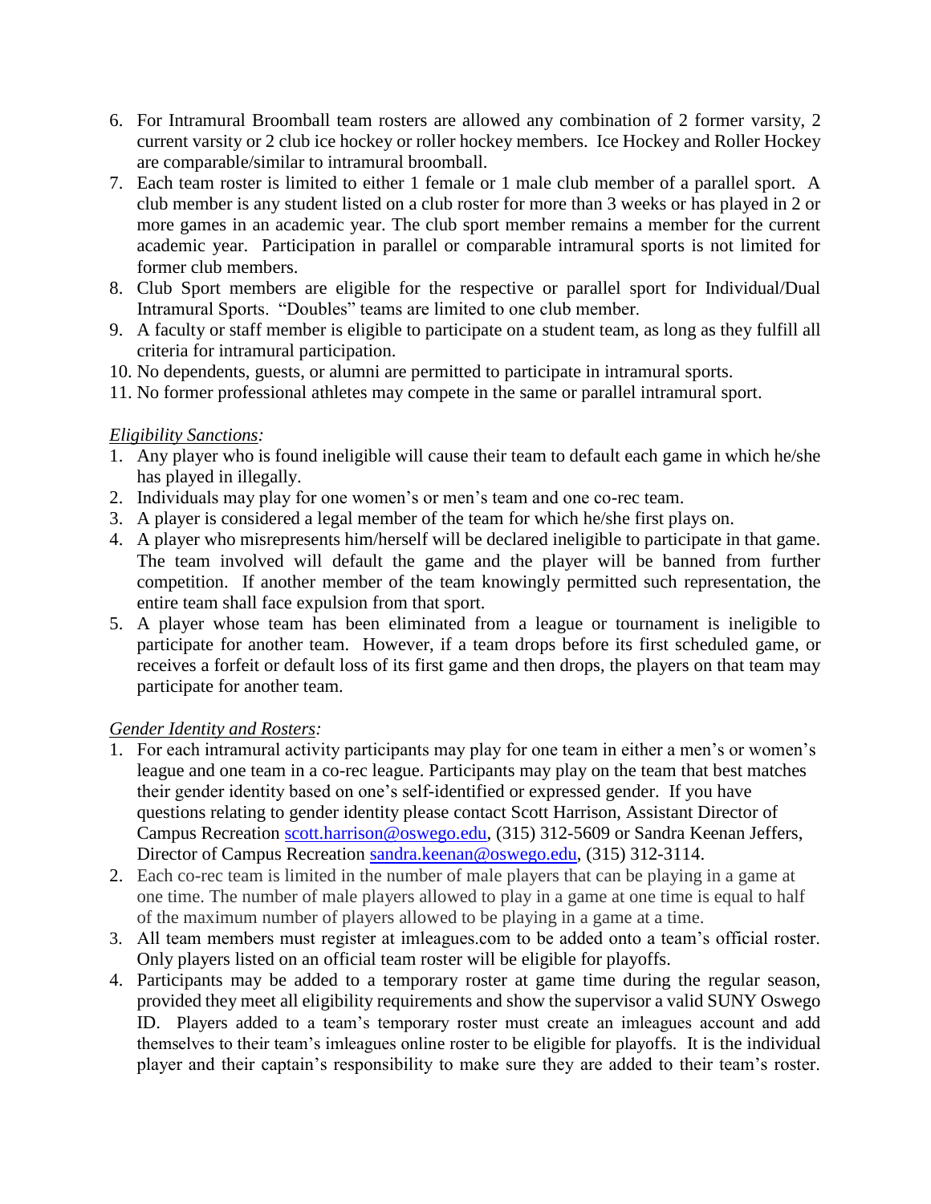6. For Intramural Broomball team rosters are allowed any combination of 2 former varsity, 2 current varsity or 2 club ice hockey or roller hockey members. Ice Hockey and Roller Hockey are comparable/similar to intramural broomball.
7. Each team roster is limited to either 1 female or 1 male club member of a parallel sport. A club member is any student listed on a club roster for more than 3 weeks or has played in 2 or more games in an academic year. The club sport member remains a member for the current academic year. Participation in parallel or comparable intramural sports is not limited for former club members.
8. Club Sport members are eligible for the respective or parallel sport for Individual/Dual Intramural Sports. "Doubles" teams are limited to one club member.
9. A faculty or staff member is eligible to participate on a student team, as long as they fulfill all criteria for intramural participation.
10. No dependents, guests, or alumni are permitted to participate in intramural sports.
11. No former professional athletes may compete in the same or parallel intramural sport.

*Eligibility Sanctions:*

1. Any player who is found ineligible will cause their team to default each game in which he/she has played in illegally.
2. Individuals may play for one women's or men's team and one co-rec team.
3. A player is considered a legal member of the team for which he/she first plays on.
4. A player who misrepresents him/herself will be declared ineligible to participate in that game. The team involved will default the game and the player will be banned from further competition. If another member of the team knowingly permitted such representation, the entire team shall face expulsion from that sport.
5. A player whose team has been eliminated from a league or tournament is ineligible to participate for another team. However, if a team drops before its first scheduled game, or receives a forfeit or default loss of its first game and then drops, the players on that team may participate for another team.

*Gender Identity and Rosters:*

1. For each intramural activity participants may play for one team in either a men's or women's league and one team in a co-rec league. Participants may play on the team that best matches their gender identity based on one's self-identified or expressed gender. If you have questions relating to gender identity please contact Scott Harrison, Assistant Director of Campus Recreation scott.harrison@oswego.edu, (315) 312-5609 or Sandra Keenan Jeffers, Director of Campus Recreation sandra.keenan@oswego.edu, (315) 312-3114.
2. Each co-rec team is limited in the number of male players that can be playing in a game at one time. The number of male players allowed to play in a game at one time is equal to half of the maximum number of players allowed to be playing in a game at a time.
3. All team members must register at imleagues.com to be added onto a team's official roster. Only players listed on an official team roster will be eligible for playoffs.
4. Participants may be added to a temporary roster at game time during the regular season, provided they meet all eligibility requirements and show the supervisor a valid SUNY Oswego ID. Players added to a team's temporary roster must create an imleagues account and add themselves to their team's imleagues online roster to be eligible for playoffs. It is the individual player and their captain's responsibility to make sure they are added to their team's roster.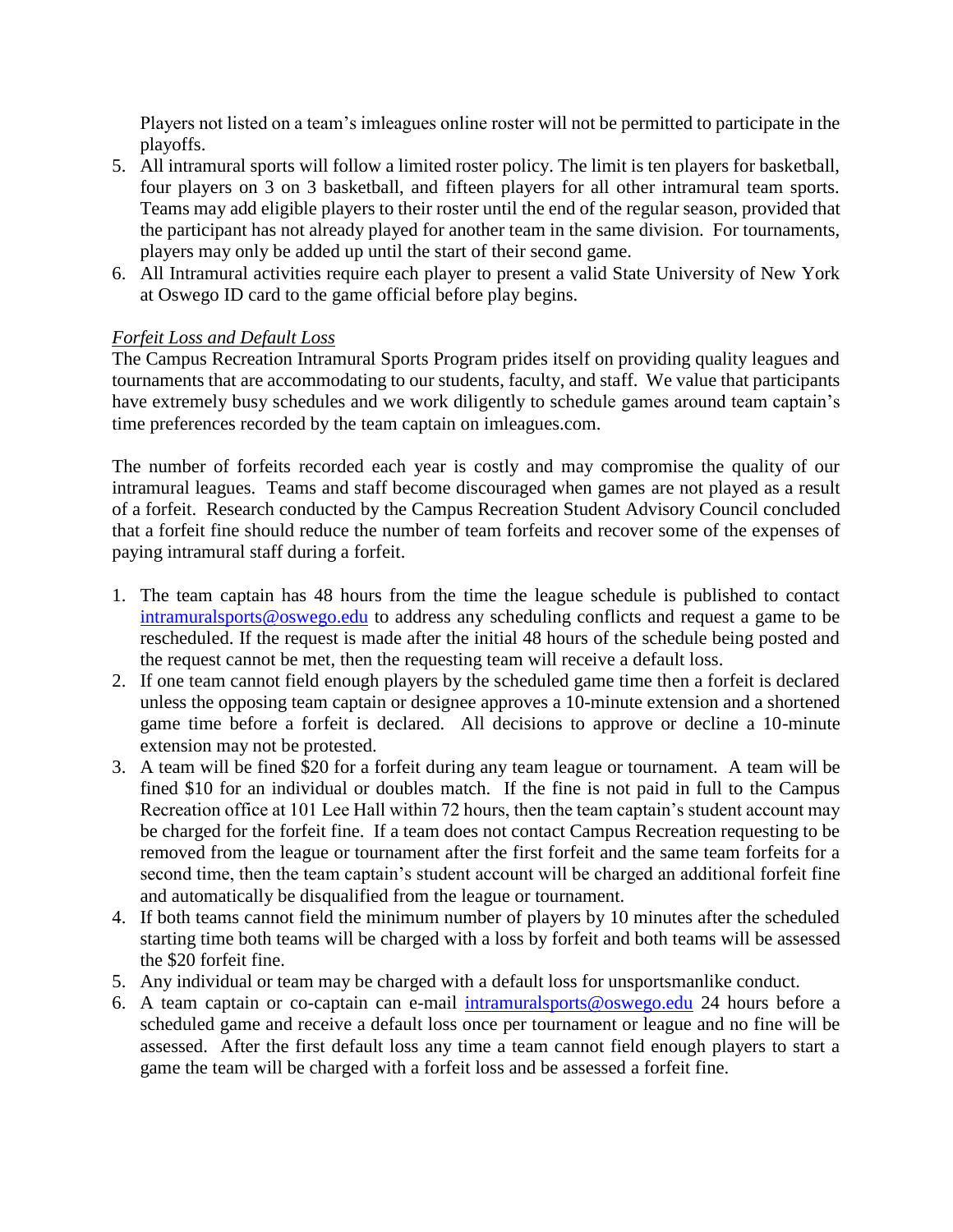Players not listed on a team's imleagues online roster will not be permitted to participate in the playoffs.

5. All intramural sports will follow a limited roster policy. The limit is ten players for basketball, four players on 3 on 3 basketball, and fifteen players for all other intramural team sports. Teams may add eligible players to their roster until the end of the regular season, provided that the participant has not already played for another team in the same division. For tournaments, players may only be added up until the start of their second game.
6. All Intramural activities require each player to present a valid State University of New York at Oswego ID card to the game official before play begins.

*Forfeit Loss and Default Loss*

The Campus Recreation Intramural Sports Program prides itself on providing quality leagues and tournaments that are accommodating to our students, faculty, and staff. We value that participants have extremely busy schedules and we work diligently to schedule games around team captain's time preferences recorded by the team captain on imleagues.com.

The number of forfeits recorded each year is costly and may compromise the quality of our intramural leagues. Teams and staff become discouraged when games are not played as a result of a forfeit. Research conducted by the Campus Recreation Student Advisory Council concluded that a forfeit fine should reduce the number of team forfeits and recover some of the expenses of paying intramural staff during a forfeit.

1. The team captain has 48 hours from the time the league schedule is published to contact intramuralsports@oswego.edu to address any scheduling conflicts and request a game to be rescheduled. If the request is made after the initial 48 hours of the schedule being posted and the request cannot be met, then the requesting team will receive a default loss.
2. If one team cannot field enough players by the scheduled game time then a forfeit is declared unless the opposing team captain or designee approves a 10-minute extension and a shortened game time before a forfeit is declared. All decisions to approve or decline a 10-minute extension may not be protested.
3. A team will be fined $20 for a forfeit during any team league or tournament. A team will be fined $10 for an individual or doubles match. If the fine is not paid in full to the Campus Recreation office at 101 Lee Hall within 72 hours, then the team captain's student account may be charged for the forfeit fine. If a team does not contact Campus Recreation requesting to be removed from the league or tournament after the first forfeit and the same team forfeits for a second time, then the team captain's student account will be charged an additional forfeit fine and automatically be disqualified from the league or tournament.
4. If both teams cannot field the minimum number of players by 10 minutes after the scheduled starting time both teams will be charged with a loss by forfeit and both teams will be assessed the $20 forfeit fine.
5. Any individual or team may be charged with a default loss for unsportsmanlike conduct.
6. A team captain or co-captain can e-mail intramuralsports@oswego.edu 24 hours before a scheduled game and receive a default loss once per tournament or league and no fine will be assessed. After the first default loss any time a team cannot field enough players to start a game the team will be charged with a forfeit loss and be assessed a forfeit fine.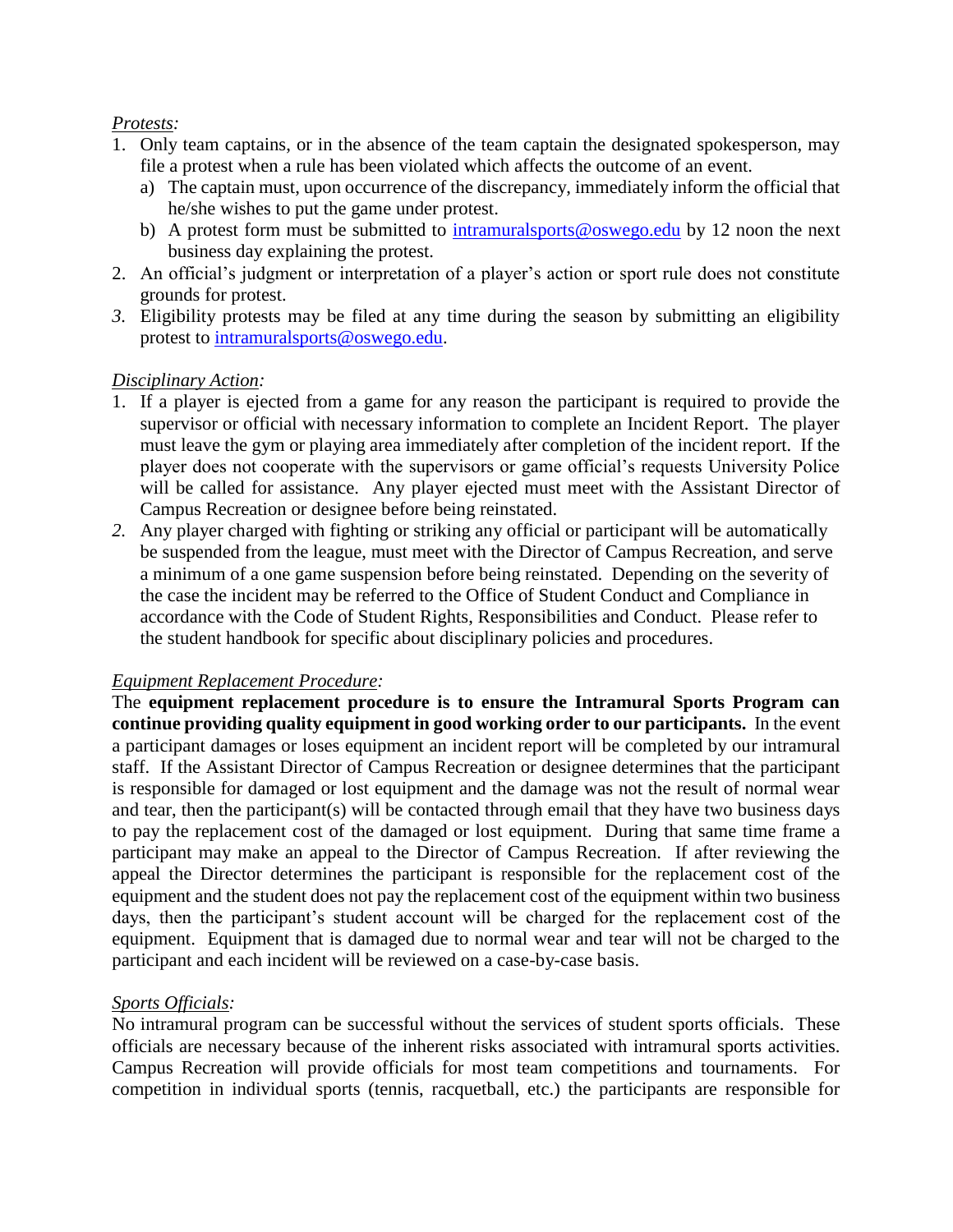*Protests:*

1. Only team captains, or in the absence of the team captain the designated spokesperson, may file a protest when a rule has been violated which affects the outcome of an event.
   a) The captain must, upon occurrence of the discrepancy, immediately inform the official that he/she wishes to put the game under protest.
   b) A protest form must be submitted to intramuralsports@oswego.edu by 12 noon the next business day explaining the protest.
2. An official's judgment or interpretation of a player's action or sport rule does not constitute grounds for protest.
3. Eligibility protests may be filed at any time during the season by submitting an eligibility protest to intramuralsports@oswego.edu.

*Disciplinary Action:*

1. If a player is ejected from a game for any reason the participant is required to provide the supervisor or official with necessary information to complete an Incident Report. The player must leave the gym or playing area immediately after completion of the incident report. If the player does not cooperate with the supervisors or game official's requests University Police will be called for assistance. Any player ejected must meet with the Assistant Director of Campus Recreation or designee before being reinstated.
2. Any player charged with fighting or striking any official or participant will be automatically be suspended from the league, must meet with the Director of Campus Recreation, and serve a minimum of a one game suspension before being reinstated. Depending on the severity of the case the incident may be referred to the Office of Student Conduct and Compliance in accordance with the Code of Student Rights, Responsibilities and Conduct. Please refer to the student handbook for specific about disciplinary policies and procedures.

*Equipment Replacement Procedure:*

The **equipment replacement procedure is to ensure the Intramural Sports Program can continue providing quality equipment in good working order to our participants.** In the event a participant damages or loses equipment an incident report will be completed by our intramural staff. If the Assistant Director of Campus Recreation or designee determines that the participant is responsible for damaged or lost equipment and the damage was not the result of normal wear and tear, then the participant(s) will be contacted through email that they have two business days to pay the replacement cost of the damaged or lost equipment. During that same time frame a participant may make an appeal to the Director of Campus Recreation. If after reviewing the appeal the Director determines the participant is responsible for the replacement cost of the equipment and the student does not pay the replacement cost of the equipment within two business days, then the participant's student account will be charged for the replacement cost of the equipment. Equipment that is damaged due to normal wear and tear will not be charged to the participant and each incident will be reviewed on a case-by-case basis.

*Sports Officials:*

No intramural program can be successful without the services of student sports officials. These officials are necessary because of the inherent risks associated with intramural sports activities. Campus Recreation will provide officials for most team competitions and tournaments. For competition in individual sports (tennis, racquetball, etc.) the participants are responsible for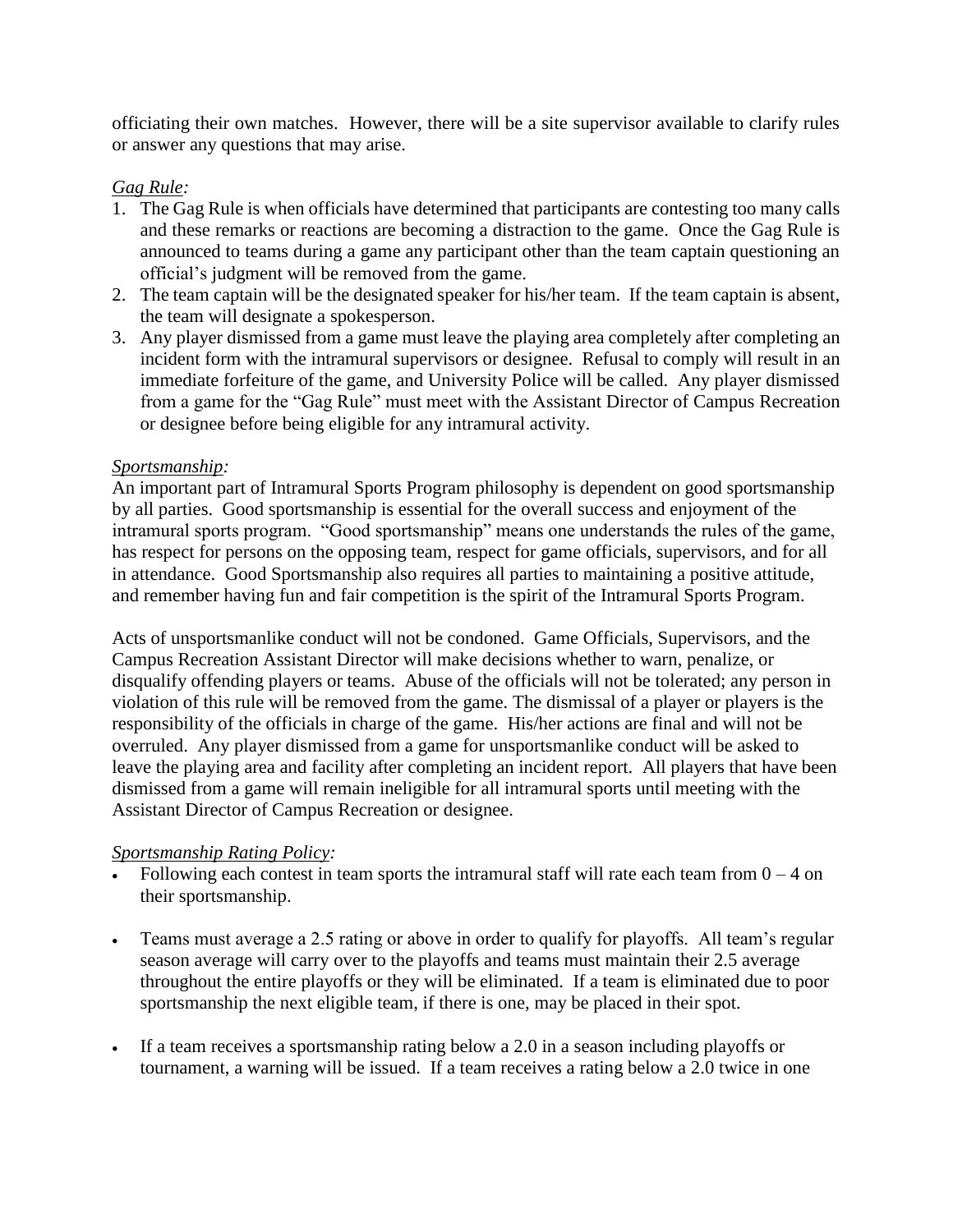officiating their own matches. However, there will be a site supervisor available to clarify rules or answer any questions that may arise.

*Gag Rule:*

1. The Gag Rule is when officials have determined that participants are contesting too many calls and these remarks or reactions are becoming a distraction to the game. Once the Gag Rule is announced to teams during a game any participant other than the team captain questioning an official's judgment will be removed from the game.
2. The team captain will be the designated speaker for his/her team. If the team captain is absent, the team will designate a spokesperson.
3. Any player dismissed from a game must leave the playing area completely after completing an incident form with the intramural supervisors or designee. Refusal to comply will result in an immediate forfeiture of the game, and University Police will be called. Any player dismissed from a game for the "Gag Rule" must meet with the Assistant Director of Campus Recreation or designee before being eligible for any intramural activity.

*Sportsmanship:*

An important part of Intramural Sports Program philosophy is dependent on good sportsmanship by all parties. Good sportsmanship is essential for the overall success and enjoyment of the intramural sports program. "Good sportsmanship" means one understands the rules of the game, has respect for persons on the opposing team, respect for game officials, supervisors, and for all in attendance. Good Sportsmanship also requires all parties to maintaining a positive attitude, and remember having fun and fair competition is the spirit of the Intramural Sports Program.

Acts of unsportsmanlike conduct will not be condoned. Game Officials, Supervisors, and the Campus Recreation Assistant Director will make decisions whether to warn, penalize, or disqualify offending players or teams. Abuse of the officials will not be tolerated; any person in violation of this rule will be removed from the game. The dismissal of a player or players is the responsibility of the officials in charge of the game. His/her actions are final and will not be overruled. Any player dismissed from a game for unsportsmanlike conduct will be asked to leave the playing area and facility after completing an incident report. All players that have been dismissed from a game will remain ineligible for all intramural sports until meeting with the Assistant Director of Campus Recreation or designee.

*Sportsmanship Rating Policy:*

- Following each contest in team sports the intramural staff will rate each team from 0 – 4 on their sportsmanship.
- Teams must average a 2.5 rating or above in order to qualify for playoffs. All team's regular season average will carry over to the playoffs and teams must maintain their 2.5 average throughout the entire playoffs or they will be eliminated. If a team is eliminated due to poor sportsmanship the next eligible team, if there is one, may be placed in their spot.
- If a team receives a sportsmanship rating below a 2.0 in a season including playoffs or tournament, a warning will be issued. If a team receives a rating below a 2.0 twice in one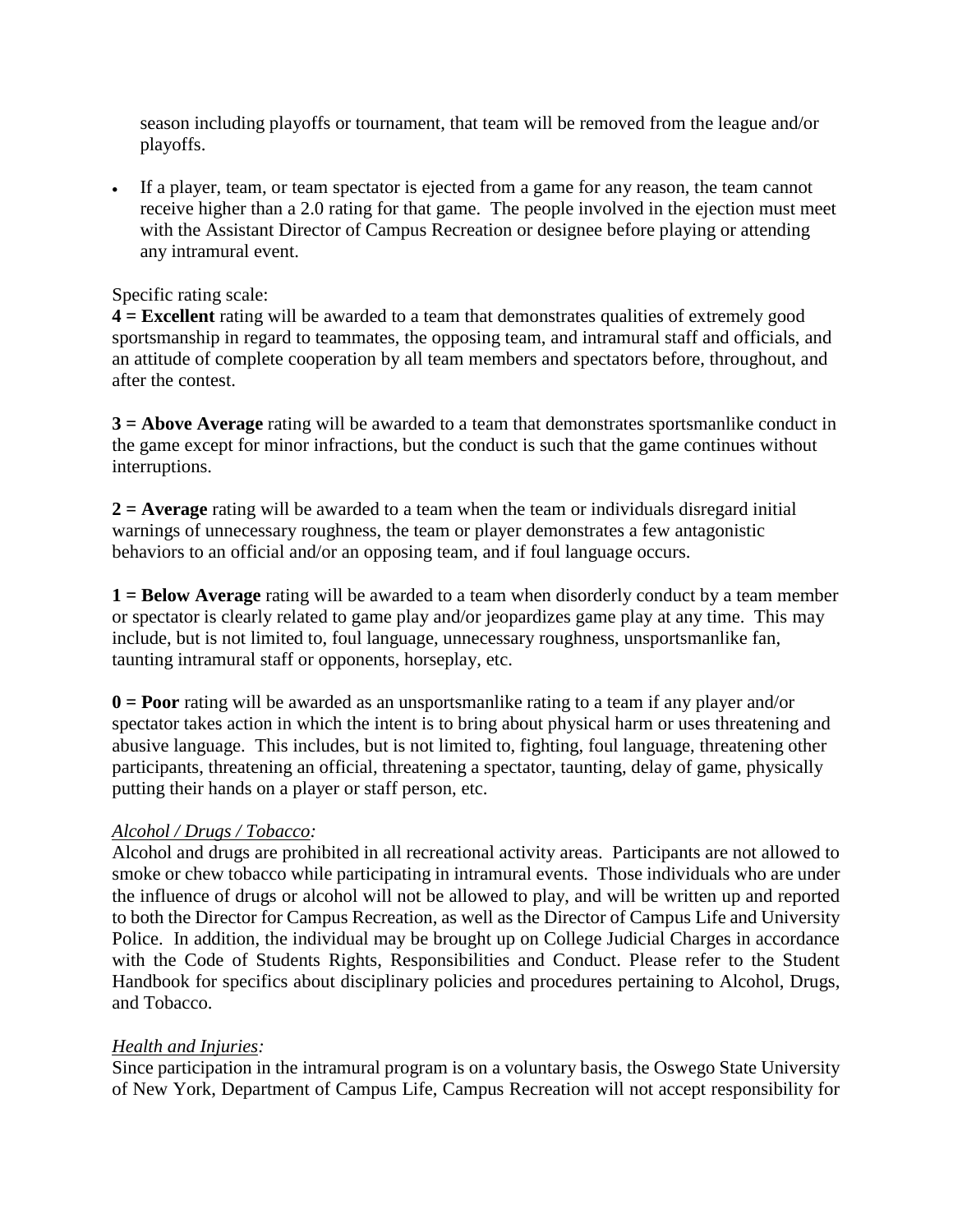season including playoffs or tournament, that team will be removed from the league and/or playoffs.

- If a player, team, or team spectator is ejected from a game for any reason, the team cannot receive higher than a 2.0 rating for that game. The people involved in the ejection must meet with the Assistant Director of Campus Recreation or designee before playing or attending any intramural event.

Specific rating scale:

**4 = Excellent** rating will be awarded to a team that demonstrates qualities of extremely good sportsmanship in regard to teammates, the opposing team, and intramural staff and officials, and an attitude of complete cooperation by all team members and spectators before, throughout, and after the contest.

**3 = Above Average** rating will be awarded to a team that demonstrates sportsmanlike conduct in the game except for minor infractions, but the conduct is such that the game continues without interruptions.

**2 = Average** rating will be awarded to a team when the team or individuals disregard initial warnings of unnecessary roughness, the team or player demonstrates a few antagonistic behaviors to an official and/or an opposing team, and if foul language occurs.

**1 = Below Average** rating will be awarded to a team when disorderly conduct by a team member or spectator is clearly related to game play and/or jeopardizes game play at any time. This may include, but is not limited to, foul language, unnecessary roughness, unsportsmanlike fan, taunting intramural staff or opponents, horseplay, etc.

**0 = Poor** rating will be awarded as an unsportsmanlike rating to a team if any player and/or spectator takes action in which the intent is to bring about physical harm or uses threatening and abusive language. This includes, but is not limited to, fighting, foul language, threatening other participants, threatening an official, threatening a spectator, taunting, delay of game, physically putting their hands on a player or staff person, etc.

*Alcohol / Drugs / Tobacco:*

Alcohol and drugs are prohibited in all recreational activity areas. Participants are not allowed to smoke or chew tobacco while participating in intramural events. Those individuals who are under the influence of drugs or alcohol will not be allowed to play, and will be written up and reported to both the Director for Campus Recreation, as well as the Director of Campus Life and University Police. In addition, the individual may be brought up on College Judicial Charges in accordance with the Code of Students Rights, Responsibilities and Conduct. Please refer to the Student Handbook for specifics about disciplinary policies and procedures pertaining to Alcohol, Drugs, and Tobacco.

*Health and Injuries:*

Since participation in the intramural program is on a voluntary basis, the Oswego State University of New York, Department of Campus Life, Campus Recreation will not accept responsibility for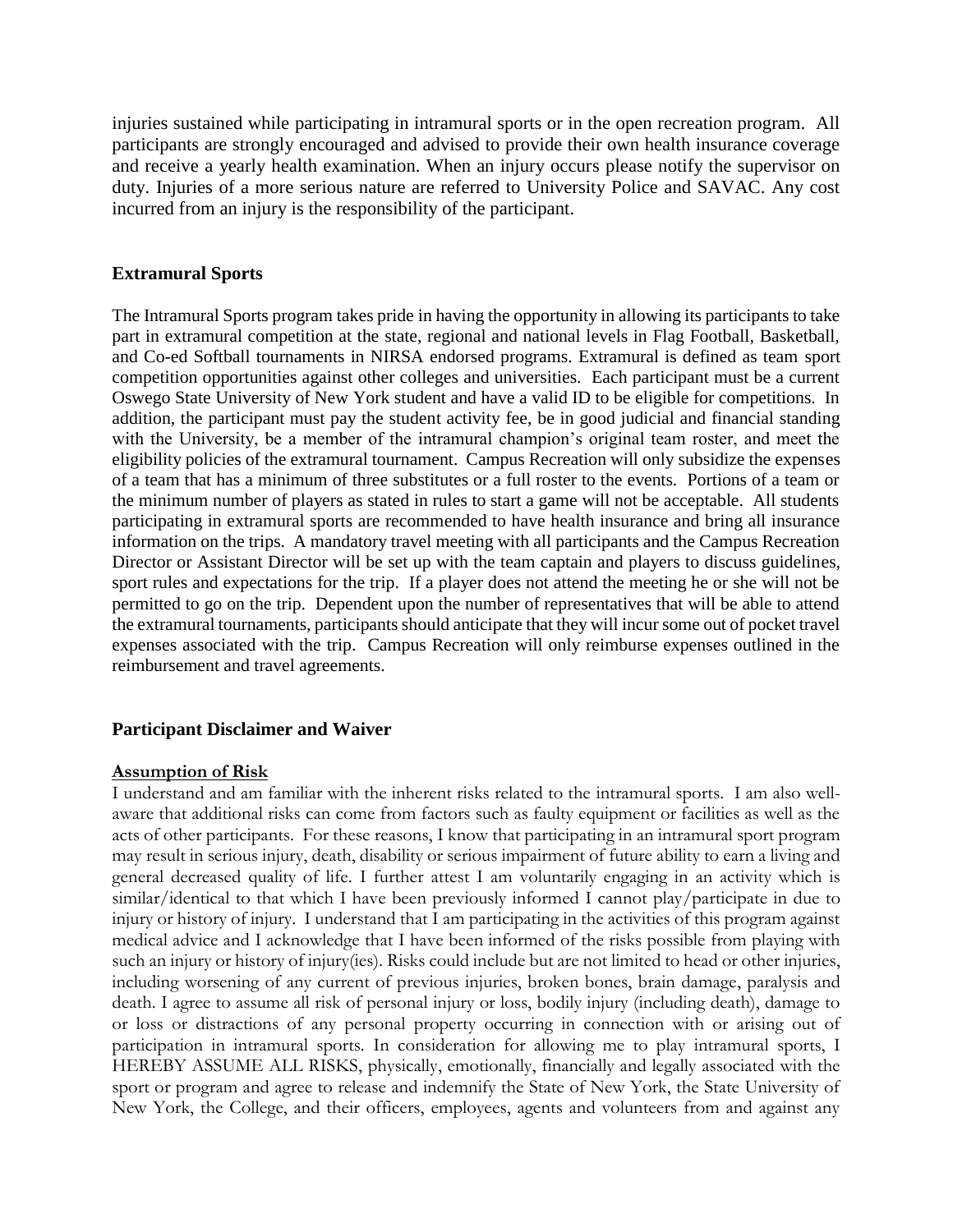injuries sustained while participating in intramural sports or in the open recreation program. All participants are strongly encouraged and advised to provide their own health insurance coverage and receive a yearly health examination. When an injury occurs please notify the supervisor on duty. Injuries of a more serious nature are referred to University Police and SAVAC. Any cost incurred from an injury is the responsibility of the participant.

### Extramural Sports

The Intramural Sports program takes pride in having the opportunity in allowing its participants to take part in extramural competition at the state, regional and national levels in Flag Football, Basketball, and Co-ed Softball tournaments in NIRSA endorsed programs. Extramural is defined as team sport competition opportunities against other colleges and universities. Each participant must be a current Oswego State University of New York student and have a valid ID to be eligible for competitions. In addition, the participant must pay the student activity fee, be in good judicial and financial standing with the University, be a member of the intramural champion's original team roster, and meet the eligibility policies of the extramural tournament. Campus Recreation will only subsidize the expenses of a team that has a minimum of three substitutes or a full roster to the events. Portions of a team or the minimum number of players as stated in rules to start a game will not be acceptable. All students participating in extramural sports are recommended to have health insurance and bring all insurance information on the trips. A mandatory travel meeting with all participants and the Campus Recreation Director or Assistant Director will be set up with the team captain and players to discuss guidelines, sport rules and expectations for the trip. If a player does not attend the meeting he or she will not be permitted to go on the trip. Dependent upon the number of representatives that will be able to attend the extramural tournaments, participants should anticipate that they will incur some out of pocket travel expenses associated with the trip. Campus Recreation will only reimburse expenses outlined in the reimbursement and travel agreements.

### Participant Disclaimer and Waiver

**Assumption of Risk**

I understand and am familiar with the inherent risks related to the intramural sports. I am also well-aware that additional risks can come from factors such as faulty equipment or facilities as well as the acts of other participants. For these reasons, I know that participating in an intramural sport program may result in serious injury, death, disability or serious impairment of future ability to earn a living and general decreased quality of life. I further attest I am voluntarily engaging in an activity which is similar/identical to that which I have been previously informed I cannot play/participate in due to injury or history of injury. I understand that I am participating in the activities of this program against medical advice and I acknowledge that I have been informed of the risks possible from playing with such an injury or history of injury(ies). Risks could include but are not limited to head or other injuries, including worsening of any current of previous injuries, broken bones, brain damage, paralysis and death. I agree to assume all risk of personal injury or loss, bodily injury (including death), damage to or loss or distractions of any personal property occurring in connection with or arising out of participation in intramural sports. In consideration for allowing me to play intramural sports, I HEREBY ASSUME ALL RISKS, physically, emotionally, financially and legally associated with the sport or program and agree to release and indemnify the State of New York, the State University of New York, the College, and their officers, employees, agents and volunteers from and against any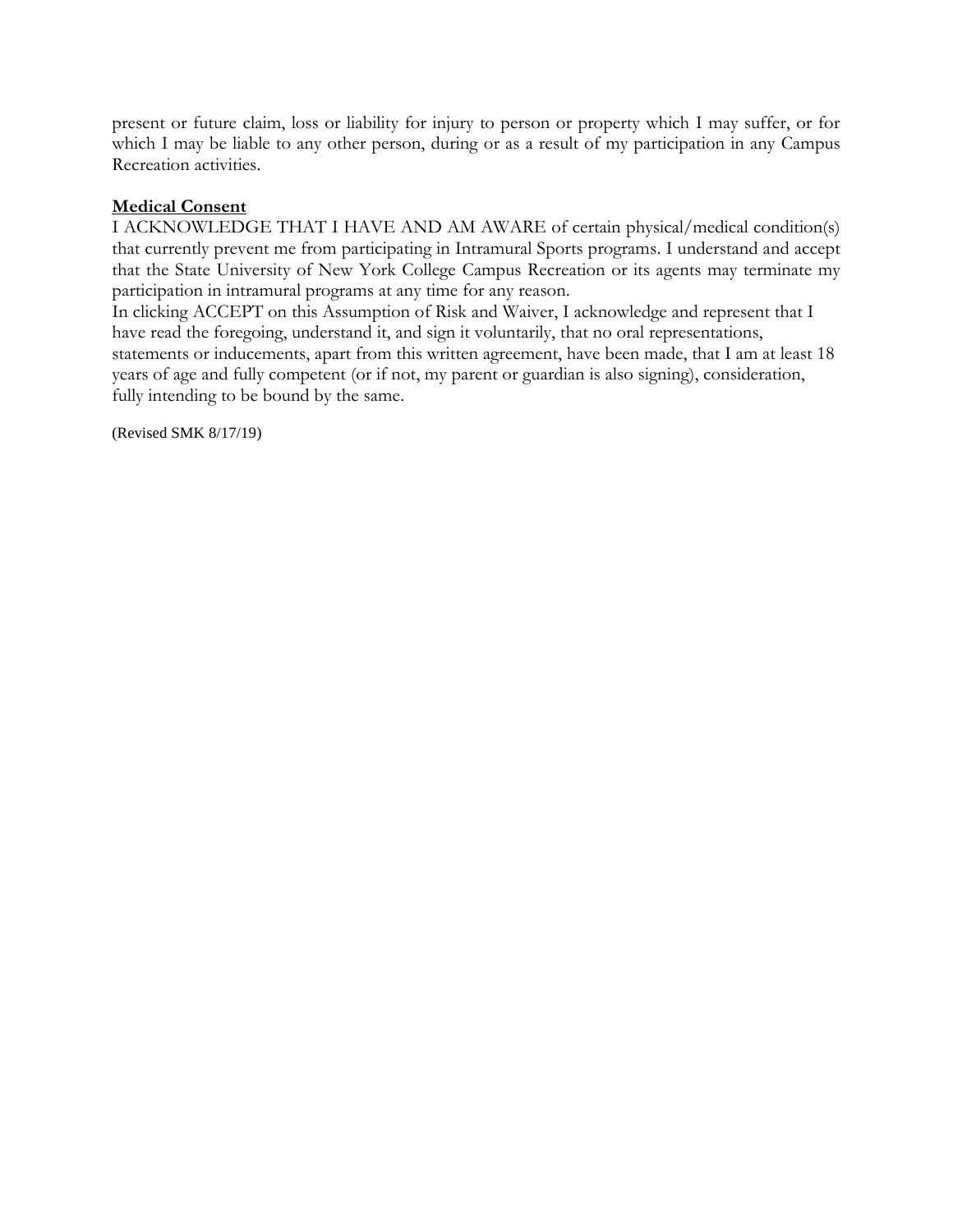present or future claim, loss or liability for injury to person or property which I may suffer, or for which I may be liable to any other person, during or as a result of my participation in any Campus Recreation activities.

**Medical Consent**

I ACKNOWLEDGE THAT I HAVE AND AM AWARE of certain physical/medical condition(s) that currently prevent me from participating in Intramural Sports programs. I understand and accept that the State University of New York College Campus Recreation or its agents may terminate my participation in intramural programs at any time for any reason.

In clicking ACCEPT on this Assumption of Risk and Waiver, I acknowledge and represent that I have read the foregoing, understand it, and sign it voluntarily, that no oral representations, statements or inducements, apart from this written agreement, have been made, that I am at least 18 years of age and fully competent (or if not, my parent or guardian is also signing), consideration, fully intending to be bound by the same.

(Revised SMK 8/17/19)